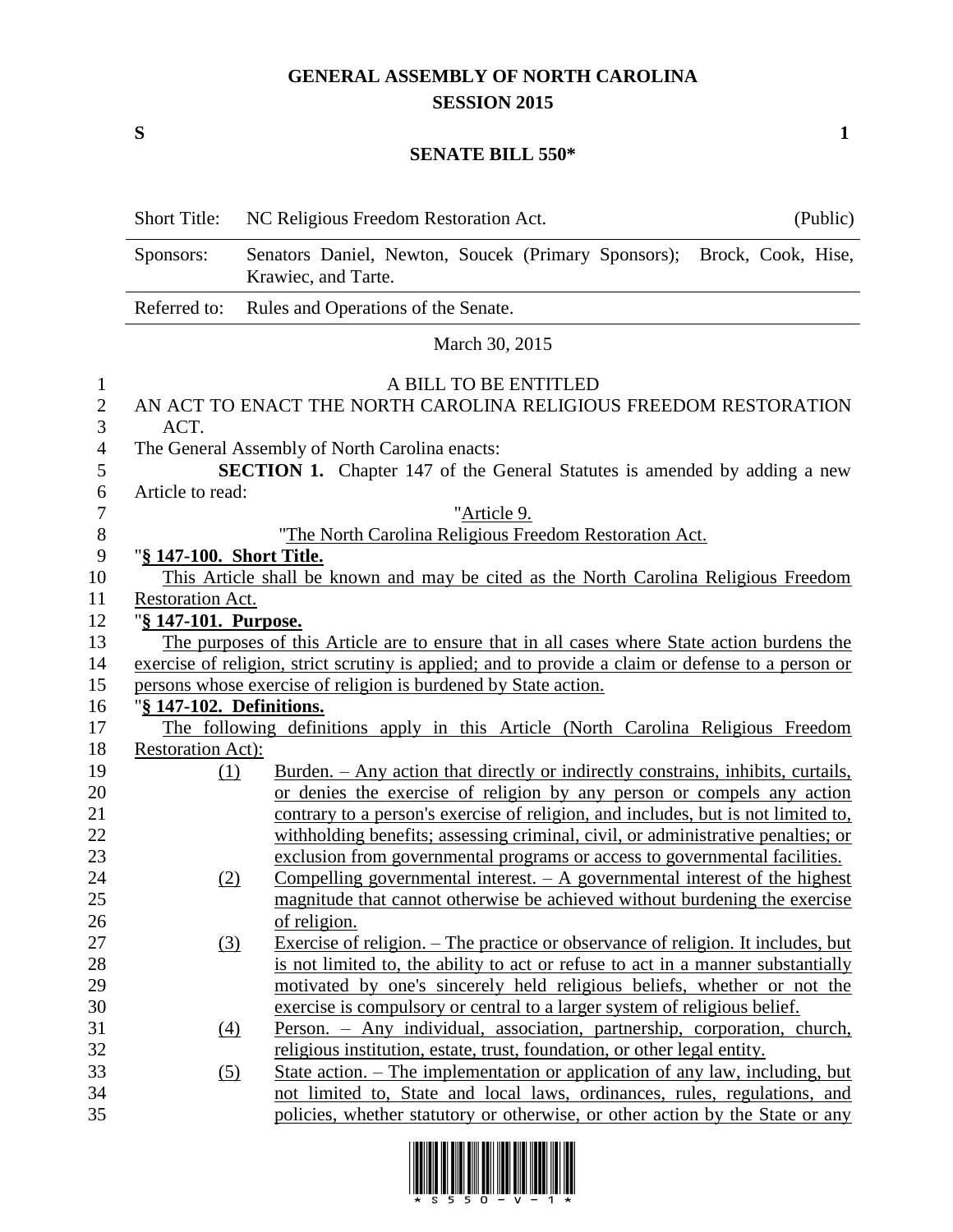# GENERAL ASSEMBLY OF NORTH CAROLINA
## SESSION 2015

**S** **1**

## SENATE BILL 550*

| | | |
|---|---|---|
| Short Title: | NC Religious Freedom Restoration Act. | (Public) |
| Sponsors: | Senators Daniel, Newton, Soucek (Primary Sponsors); Brock, Cook, Hise, Krawiec, and Tarte. | |
| Referred to: | Rules and Operations of the Senate. | |

March 30, 2015

A BILL TO BE ENTITLED

AN ACT TO ENACT THE NORTH CAROLINA RELIGIOUS FREEDOM RESTORATION ACT.

The General Assembly of North Carolina enacts:

**SECTION 1.** Chapter 147 of the General Statutes is amended by adding a new Article to read:

"Article 9.

"The North Carolina Religious Freedom Restoration Act.

"**§ 147-100. Short Title.**

This Article shall be known and may be cited as the North Carolina Religious Freedom Restoration Act.

"**§ 147-101. Purpose.**

The purposes of this Article are to ensure that in all cases where State action burdens the exercise of religion, strict scrutiny is applied; and to provide a claim or defense to a person or persons whose exercise of religion is burdened by State action.

"**§ 147-102. Definitions.**

The following definitions apply in this Article (North Carolina Religious Freedom Restoration Act):

(1) Burden. – Any action that directly or indirectly constrains, inhibits, curtails, or denies the exercise of religion by any person or compels any action contrary to a person's exercise of religion, and includes, but is not limited to, withholding benefits; assessing criminal, civil, or administrative penalties; or exclusion from governmental programs or access to governmental facilities.

(2) Compelling governmental interest. – A governmental interest of the highest magnitude that cannot otherwise be achieved without burdening the exercise of religion.

(3) Exercise of religion. – The practice or observance of religion. It includes, but is not limited to, the ability to act or refuse to act in a manner substantially motivated by one's sincerely held religious beliefs, whether or not the exercise is compulsory or central to a larger system of religious belief.

(4) Person. – Any individual, association, partnership, corporation, church, religious institution, estate, trust, foundation, or other legal entity.

(5) State action. – The implementation or application of any law, including, but not limited to, State and local laws, ordinances, rules, regulations, and policies, whether statutory or otherwise, or other action by the State or any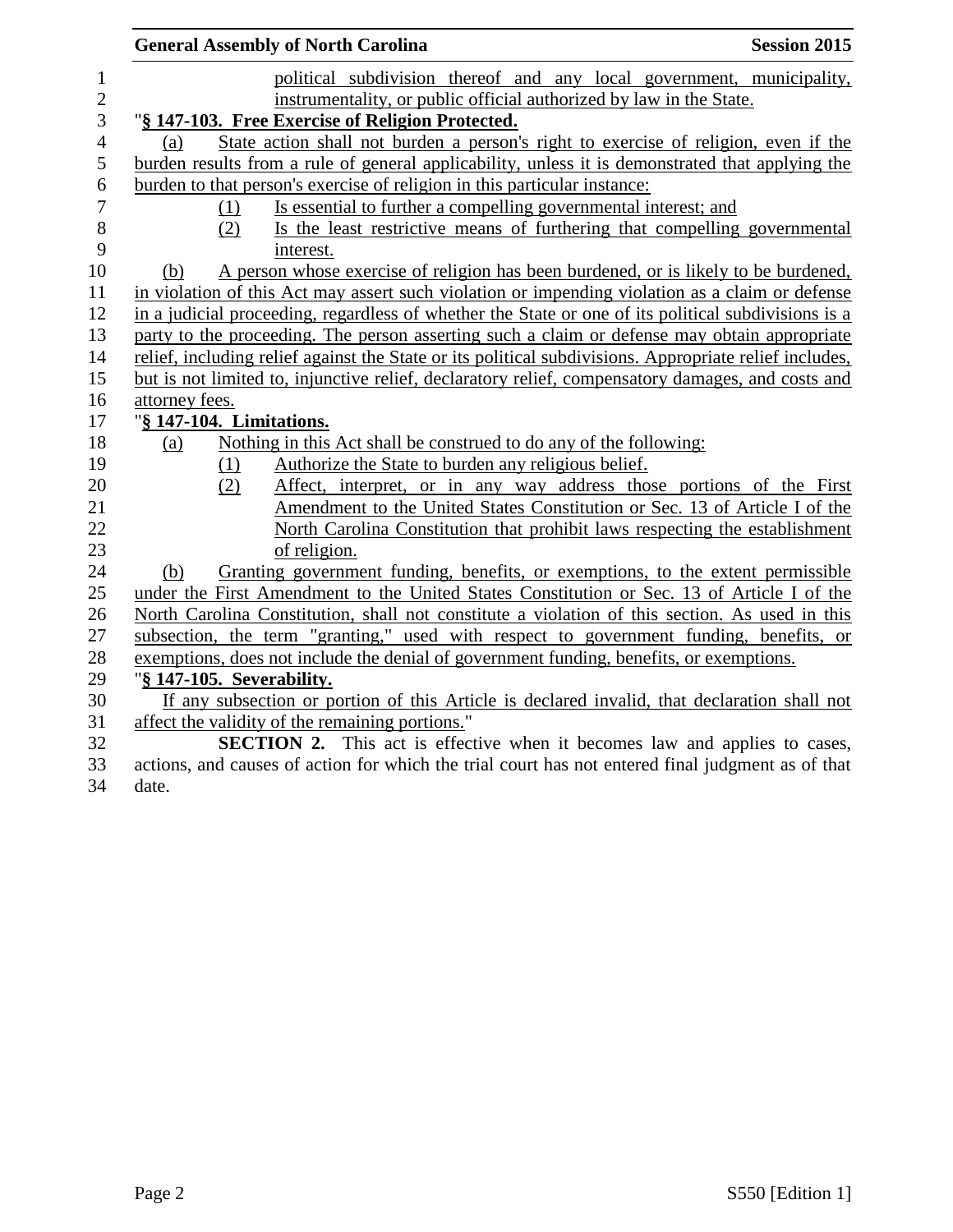political subdivision thereof and any local government, municipality, instrumentality, or public official authorized by law in the State.

"**§ 147-103. Free Exercise of Religion Protected.**

(a) State action shall not burden a person's right to exercise of religion, even if the burden results from a rule of general applicability, unless it is demonstrated that applying the burden to that person's exercise of religion in this particular instance:

(1) Is essential to further a compelling governmental interest; and

(2) Is the least restrictive means of furthering that compelling governmental interest.

(b) A person whose exercise of religion has been burdened, or is likely to be burdened, in violation of this Act may assert such violation or impending violation as a claim or defense in a judicial proceeding, regardless of whether the State or one of its political subdivisions is a party to the proceeding. The person asserting such a claim or defense may obtain appropriate relief, including relief against the State or its political subdivisions. Appropriate relief includes, but is not limited to, injunctive relief, declaratory relief, compensatory damages, and costs and attorney fees.

"**§ 147-104. Limitations.**

(a) Nothing in this Act shall be construed to do any of the following:

(1) Authorize the State to burden any religious belief.

(2) Affect, interpret, or in any way address those portions of the First Amendment to the United States Constitution or Sec. 13 of Article I of the North Carolina Constitution that prohibit laws respecting the establishment of religion.

(b) Granting government funding, benefits, or exemptions, to the extent permissible under the First Amendment to the United States Constitution or Sec. 13 of Article I of the North Carolina Constitution, shall not constitute a violation of this section. As used in this subsection, the term "granting," used with respect to government funding, benefits, or exemptions, does not include the denial of government funding, benefits, or exemptions.

"**§ 147-105. Severability.**

If any subsection or portion of this Article is declared invalid, that declaration shall not affect the validity of the remaining portions."

**SECTION 2.** This act is effective when it becomes law and applies to cases, actions, and causes of action for which the trial court has not entered final judgment as of that date.